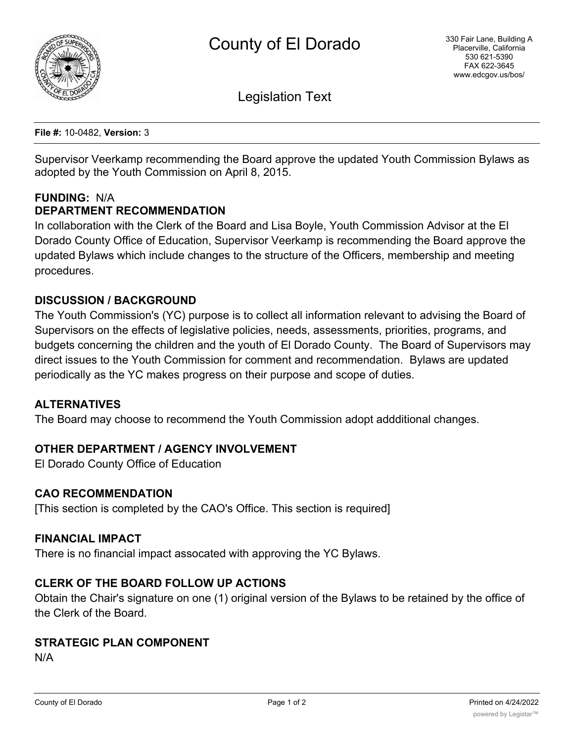# County of El Dorado

330 Fair Lane, Building A
Placerville, California
530 621-5390
FAX 622-3645
www.edcgov.us/bos/

## Legislation Text

**File #:** 10-0482, **Version:** 3

Supervisor Veerkamp recommending the Board approve the updated Youth Commission Bylaws as adopted by the Youth Commission on April 8, 2015.

**FUNDING:** N/A

**DEPARTMENT RECOMMENDATION**

In collaboration with the Clerk of the Board and Lisa Boyle, Youth Commission Advisor at the El Dorado County Office of Education, Supervisor Veerkamp is recommending the Board approve the updated Bylaws which include changes to the structure of the Officers, membership and meeting procedures.

**DISCUSSION / BACKGROUND**

The Youth Commission's (YC) purpose is to collect all information relevant to advising the Board of Supervisors on the effects of legislative policies, needs, assessments, priorities, programs, and budgets concerning the children and the youth of El Dorado County. The Board of Supervisors may direct issues to the Youth Commission for comment and recommendation. Bylaws are updated periodically as the YC makes progress on their purpose and scope of duties.

**ALTERNATIVES**

The Board may choose to recommend the Youth Commission adopt addditional changes.

**OTHER DEPARTMENT / AGENCY INVOLVEMENT**

El Dorado County Office of Education

**CAO RECOMMENDATION**

[This section is completed by the CAO's Office. This section is required]

**FINANCIAL IMPACT**

There is no financial impact assocated with approving the YC Bylaws.

**CLERK OF THE BOARD FOLLOW UP ACTIONS**

Obtain the Chair's signature on one (1) original version of the Bylaws to be retained by the office of the Clerk of the Board.

**STRATEGIC PLAN COMPONENT**

N/A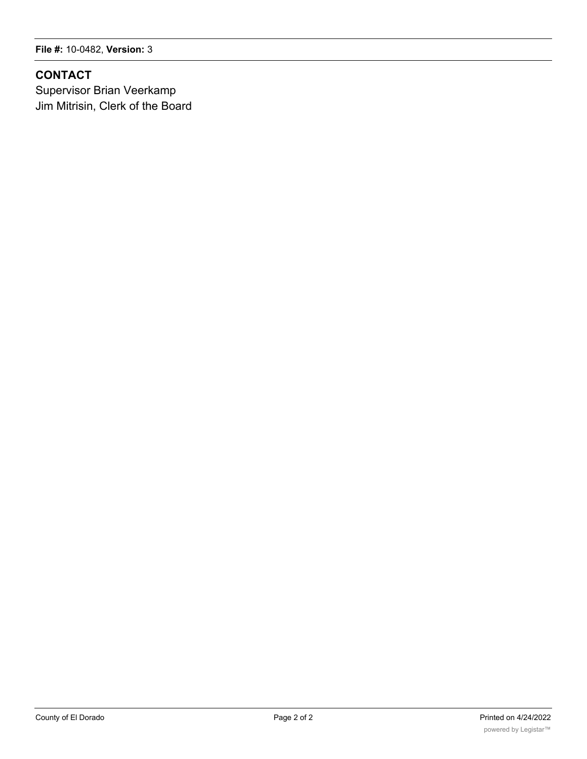**File #:** 10-0482, **Version:** 3

## CONTACT

Supervisor Brian Veerkamp
Jim Mitrisin, Clerk of the Board